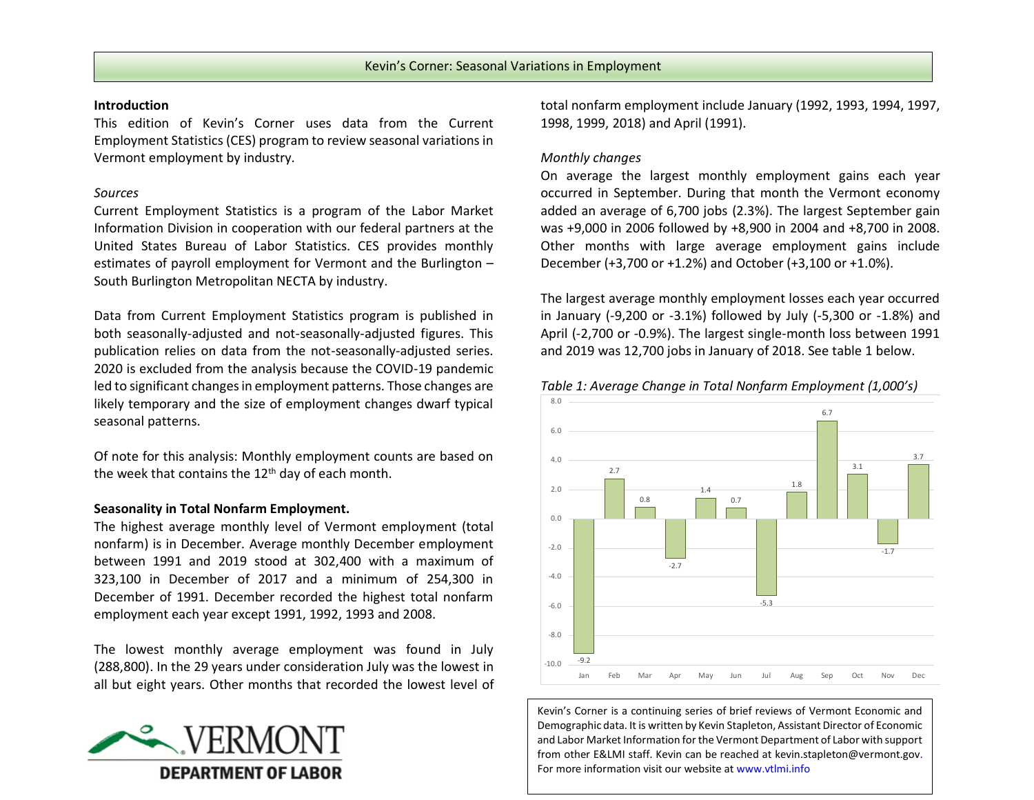# Kevin's Corner: Seasonal Variations in Employment

## Introduction

This edition of Kevin's Corner uses data from the Current Employment Statistics (CES) program to review seasonal variations in Vermont employment by industry.

### *Sources*

Current Employment Statistics is a program of the Labor Market Information Division in cooperation with our federal partners at the United States Bureau of Labor Statistics. CES provides monthly estimates of payroll employment for Vermont and the Burlington – South Burlington Metropolitan NECTA by industry.

Data from Current Employment Statistics program is published in both seasonally-adjusted and not-seasonally-adjusted figures. This publication relies on data from the not-seasonally-adjusted series. 2020 is excluded from the analysis because the COVID-19 pandemic led to significant changes in employment patterns. Those changes are likely temporary and the size of employment changes dwarf typical seasonal patterns.

Of note for this analysis: Monthly employment counts are based on the week that contains the 12th day of each month.

## Seasonality in Total Nonfarm Employment.

The highest average monthly level of Vermont employment (total nonfarm) is in December. Average monthly December employment between 1991 and 2019 stood at 302,400 with a maximum of 323,100 in December of 2017 and a minimum of 254,300 in December of 1991. December recorded the highest total nonfarm employment each year except 1991, 1992, 1993 and 2008.

The lowest monthly average employment was found in July (288,800). In the 29 years under consideration July was the lowest in all but eight years. Other months that recorded the lowest level of total nonfarm employment include January (1992, 1993, 1994, 1997, 1998, 1999, 2018) and April (1991).

### *Monthly changes*

On average the largest monthly employment gains each year occurred in September. During that month the Vermont economy added an average of 6,700 jobs (2.3%). The largest September gain was +9,000 in 2006 followed by +8,900 in 2004 and +8,700 in 2008. Other months with large average employment gains include December (+3,700 or +1.2%) and October (+3,100 or +1.0%).

The largest average monthly employment losses each year occurred in January (-9,200 or -3.1%) followed by July (-5,300 or -1.8%) and April (-2,700 or -0.9%). The largest single-month loss between 1991 and 2019 was 12,700 jobs in January of 2018. See table 1 below.

*Table 1: Average Change in Total Nonfarm Employment (1,000's)*

| Month | Average Change |
|---|---|
| Jan | -9.2 |
| Feb | 2.7 |
| Mar | 0.8 |
| Apr | -2.7 |
| May | 1.4 |
| Jun | 0.7 |
| Jul | -5.3 |
| Aug | 1.8 |
| Sep | 6.7 |
| Oct | 3.1 |
| Nov | -1.7 |
| Dec | 3.7 |

Kevin's Corner is a continuing series of brief reviews of Vermont Economic and Demographic data. It is written by Kevin Stapleton, Assistant Director of Economic and Labor Market Information for the Vermont Department of Labor with support from other E&LMI staff. Kevin can be reached at kevin.stapleton@vermont.gov. For more information visit our website at www.vtlmi.info

VERMONT DEPARTMENT OF LABOR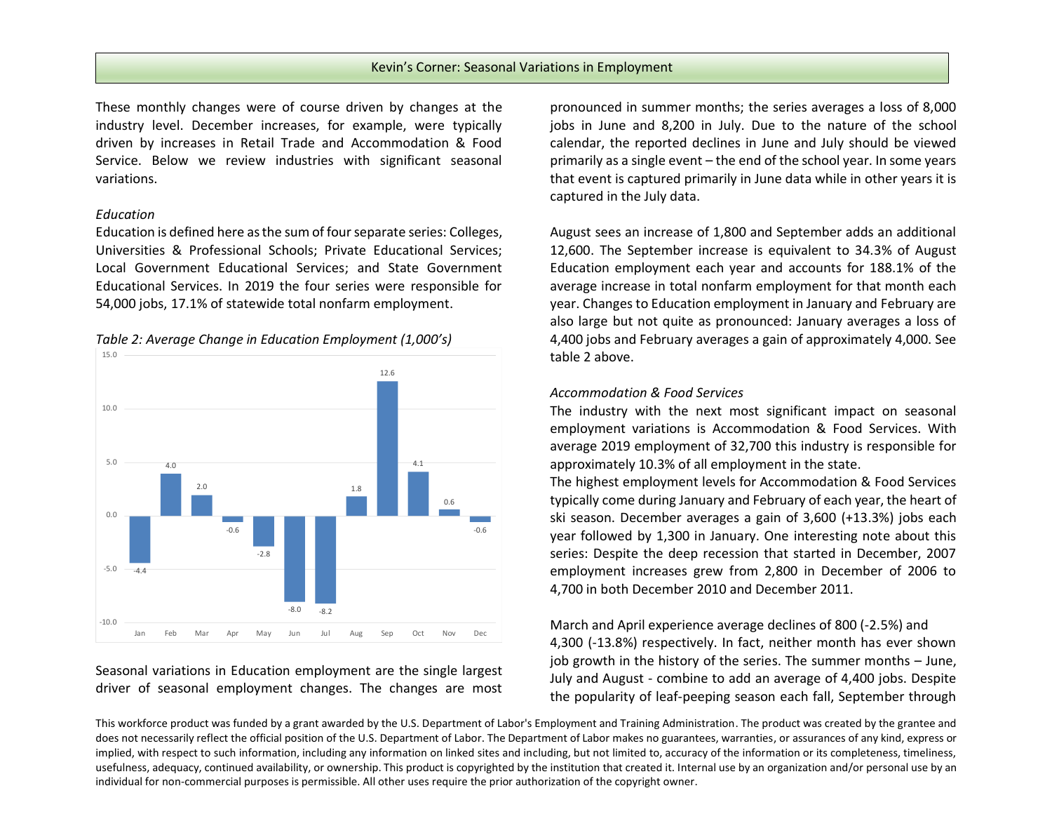These monthly changes were of course driven by changes at the industry level. December increases, for example, were typically driven by increases in Retail Trade and Accommodation & Food Service. Below we review industries with significant seasonal variations.

*Education*

Education is defined here as the sum of four separate series: Colleges, Universities & Professional Schools; Private Educational Services; Local Government Educational Services; and State Government Educational Services. In 2019 the four series were responsible for 54,000 jobs, 17.1% of statewide total nonfarm employment.

*Table 2: Average Change in Education Employment (1,000's)*

| Month | Change |
|---|---|
| Jan | -4.4 |
| Feb | 4.0 |
| Mar | 2.0 |
| Apr | -0.6 |
| May | -2.8 |
| Jun | -8.0 |
| Jul | -8.2 |
| Aug | 1.8 |
| Sep | 12.6 |
| Oct | 4.1 |
| Nov | 0.6 |
| Dec | -0.6 |

Seasonal variations in Education employment are the single largest driver of seasonal employment changes. The changes are most pronounced in summer months; the series averages a loss of 8,000 jobs in June and 8,200 in July. Due to the nature of the school calendar, the reported declines in June and July should be viewed primarily as a single event – the end of the school year. In some years that event is captured primarily in June data while in other years it is captured in the July data.

August sees an increase of 1,800 and September adds an additional 12,600. The September increase is equivalent to 34.3% of August Education employment each year and accounts for 188.1% of the average increase in total nonfarm employment for that month each year. Changes to Education employment in January and February are also large but not quite as pronounced: January averages a loss of 4,400 jobs and February averages a gain of approximately 4,000. See table 2 above.

*Accommodation & Food Services*

The industry with the next most significant impact on seasonal employment variations is Accommodation & Food Services. With average 2019 employment of 32,700 this industry is responsible for approximately 10.3% of all employment in the state.

The highest employment levels for Accommodation & Food Services typically come during January and February of each year, the heart of ski season. December averages a gain of 3,600 (+13.3%) jobs each year followed by 1,300 in January. One interesting note about this series: Despite the deep recession that started in December, 2007 employment increases grew from 2,800 in December of 2006 to 4,700 in both December 2010 and December 2011.

March and April experience average declines of 800 (-2.5%) and 4,300 (-13.8%) respectively. In fact, neither month has ever shown job growth in the history of the series. The summer months – June, July and August - combine to add an average of 4,400 jobs. Despite the popularity of leaf-peeping season each fall, September through

This workforce product was funded by a grant awarded by the U.S. Department of Labor's Employment and Training Administration. The product was created by the grantee and does not necessarily reflect the official position of the U.S. Department of Labor. The Department of Labor makes no guarantees, warranties, or assurances of any kind, express or implied, with respect to such information, including any information on linked sites and including, but not limited to, accuracy of the information or its completeness, timeliness, usefulness, adequacy, continued availability, or ownership. This product is copyrighted by the institution that created it. Internal use by an organization and/or personal use by an individual for non-commercial purposes is permissible. All other uses require the prior authorization of the copyright owner.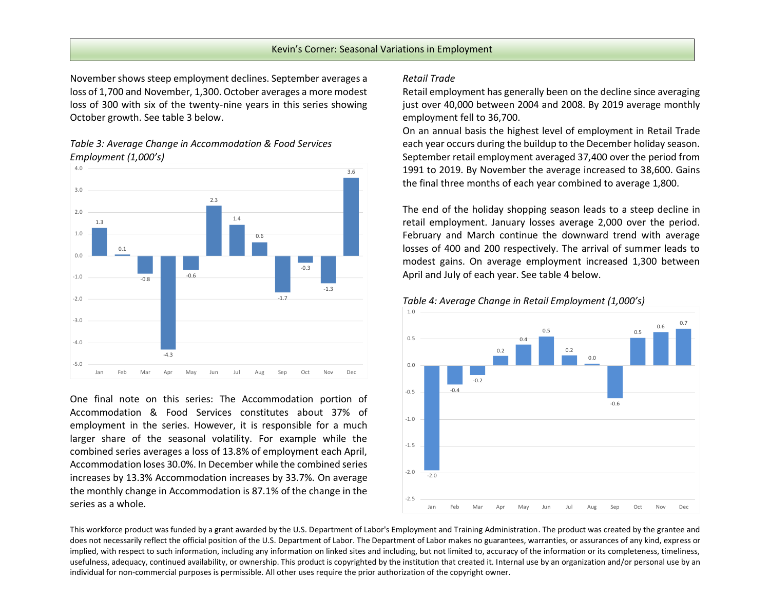November shows steep employment declines. September averages a loss of 1,700 and November, 1,300. October averages a more modest loss of 300 with six of the twenty-nine years in this series showing October growth. See table 3 below.

*Table 3: Average Change in Accommodation & Food Services Employment (1,000's)*

| Month | Change |
|---|---|
| Jan | 1.3 |
| Feb | 0.1 |
| Mar | -0.8 |
| Apr | -4.3 |
| May | -0.6 |
| Jun | 2.3 |
| Jul | 1.4 |
| Aug | 0.6 |
| Sep | -1.7 |
| Oct | -0.3 |
| Nov | -1.3 |
| Dec | 3.6 |

One final note on this series: The Accommodation portion of Accommodation & Food Services constitutes about 37% of employment in the series. However, it is responsible for a much larger share of the seasonal volatility. For example while the combined series averages a loss of 13.8% of employment each April, Accommodation loses 30.0%. In December while the combined series increases by 13.3% Accommodation increases by 33.7%. On average the monthly change in Accommodation is 87.1% of the change in the series as a whole.

*Retail Trade*

Retail employment has generally been on the decline since averaging just over 40,000 between 2004 and 2008. By 2019 average monthly employment fell to 36,700.

On an annual basis the highest level of employment in Retail Trade each year occurs during the buildup to the December holiday season. September retail employment averaged 37,400 over the period from 1991 to 2019. By November the average increased to 38,600. Gains the final three months of each year combined to average 1,800.

The end of the holiday shopping season leads to a steep decline in retail employment. January losses average 2,000 over the period. February and March continue the downward trend with average losses of 400 and 200 respectively. The arrival of summer leads to modest gains. On average employment increased 1,300 between April and July of each year. See table 4 below.

*Table 4: Average Change in Retail Employment (1,000's)*

| Month | Change |
|---|---|
| Jan | -2.0 |
| Feb | -0.4 |
| Mar | -0.2 |
| Apr | 0.2 |
| May | 0.4 |
| Jun | 0.5 |
| Jul | 0.2 |
| Aug | 0.0 |
| Sep | -0.6 |
| Oct | 0.5 |
| Nov | 0.6 |
| Dec | 0.7 |

This workforce product was funded by a grant awarded by the U.S. Department of Labor's Employment and Training Administration. The product was created by the grantee and does not necessarily reflect the official position of the U.S. Department of Labor. The Department of Labor makes no guarantees, warranties, or assurances of any kind, express or implied, with respect to such information, including any information on linked sites and including, but not limited to, accuracy of the information or its completeness, timeliness, usefulness, adequacy, continued availability, or ownership. This product is copyrighted by the institution that created it. Internal use by an organization and/or personal use by an individual for non-commercial purposes is permissible. All other uses require the prior authorization of the copyright owner.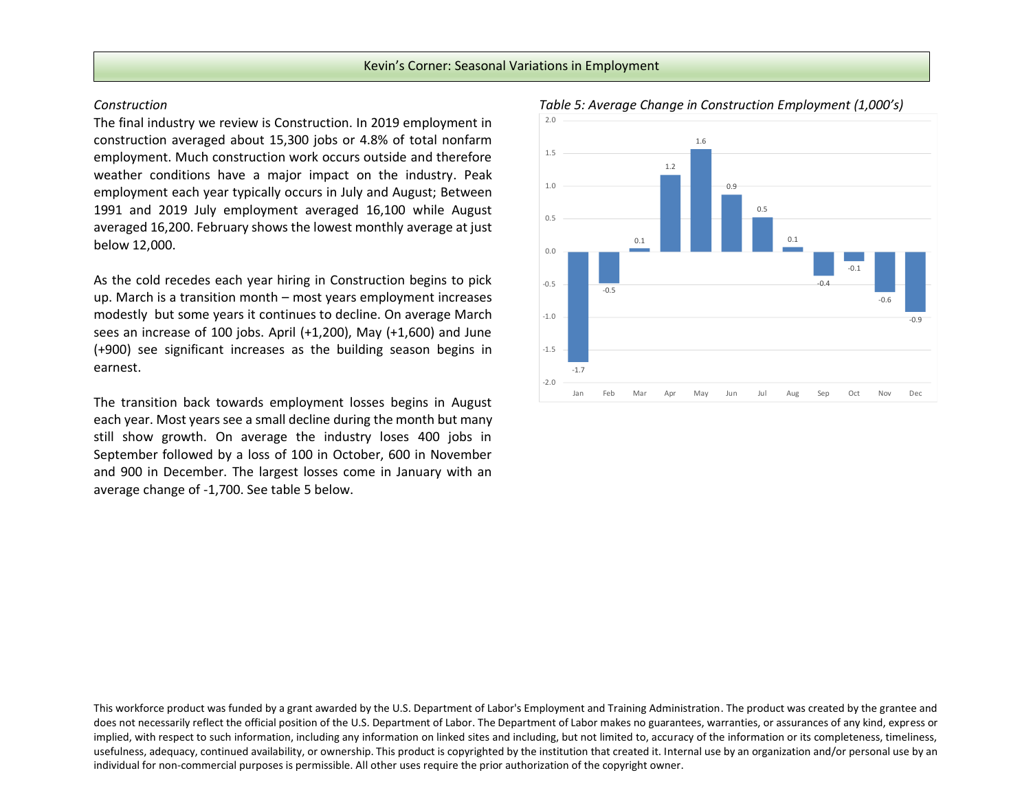Kevin's Corner: Seasonal Variations in Employment

*Construction*

The final industry we review is Construction. In 2019 employment in construction averaged about 15,300 jobs or 4.8% of total nonfarm employment. Much construction work occurs outside and therefore weather conditions have a major impact on the industry. Peak employment each year typically occurs in July and August; Between 1991 and 2019 July employment averaged 16,100 while August averaged 16,200. February shows the lowest monthly average at just below 12,000.

As the cold recedes each year hiring in Construction begins to pick up. March is a transition month – most years employment increases modestly but some years it continues to decline. On average March sees an increase of 100 jobs. April (+1,200), May (+1,600) and June (+900) see significant increases as the building season begins in earnest.

The transition back towards employment losses begins in August each year. Most years see a small decline during the month but many still show growth. On average the industry loses 400 jobs in September followed by a loss of 100 in October, 600 in November and 900 in December. The largest losses come in January with an average change of -1,700. See table 5 below.

*Table 5: Average Change in Construction Employment (1,000's)*

2.0
1.5
1.0
0.5
0.0
-0.5
-1.0
-1.5
-2.0

-1.7
-0.5
0.1
1.2
1.6
0.9
0.5
0.1
-0.4
-0.1
-0.6
-0.9

Jan Feb Mar Apr May Jun Jul Aug Sep Oct Nov Dec

This workforce product was funded by a grant awarded by the U.S. Department of Labor's Employment and Training Administration. The product was created by the grantee and does not necessarily reflect the official position of the U.S. Department of Labor. The Department of Labor makes no guarantees, warranties, or assurances of any kind, express or implied, with respect to such information, including any information on linked sites and including, but not limited to, accuracy of the information or its completeness, timeliness, usefulness, adequacy, continued availability, or ownership. This product is copyrighted by the institution that created it. Internal use by an organization and/or personal use by an individual for non-commercial purposes is permissible. All other uses require the prior authorization of the copyright owner.